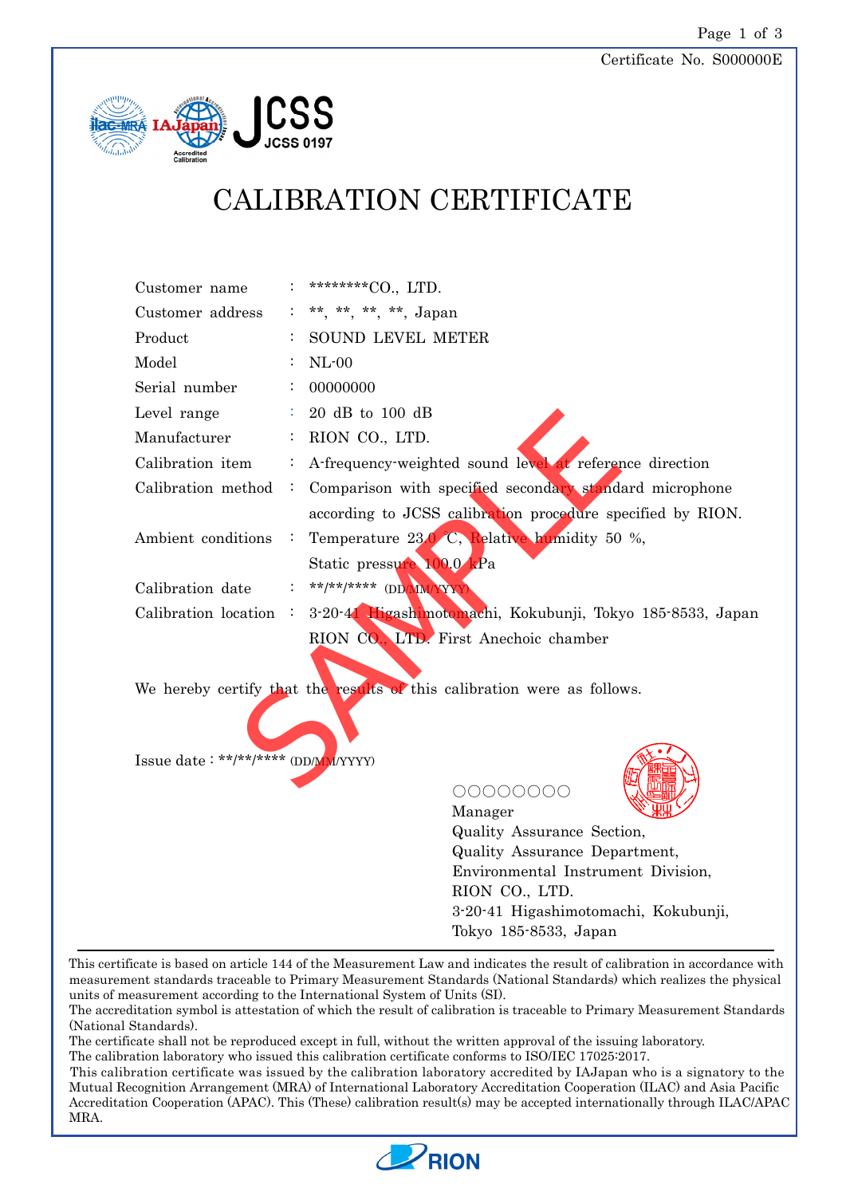Certificate No. S000000E

JCSS 0197

# CALIBRATION CERTIFICATE

| | | |
|---|---|---|
| Customer name | : | ********CO., LTD. |
| Customer address | : | **, **, **, **, Japan |
| Product | : | SOUND LEVEL METER |
| Model | : | NL-00 |
| Serial number | : | 00000000 |
| Level range | : | 20 dB to 100 dB |
| Manufacturer | : | RION CO., LTD. |
| Calibration item | : | A-frequency-weighted sound level at reference direction |
| Calibration method | : | Comparison with specified secondary standard microphone according to JCSS calibration procedure specified by RION. |
| Ambient conditions | : | Temperature 23.0 °C, Relative humidity 50 %, Static pressure 100.0 kPa |
| Calibration date | : | **/**/**** (DD/MM/YYYY) |
| Calibration location | : | 3-20-41 Higashimotomachi, Kokubunji, Tokyo 185-8533, Japan RION CO., LTD. First Anechoic chamber |

We hereby certify that the results of this calibration were as follows.

Issue date : **/**/**** (DD/MM/YYYY)

○○○○○○○○
Manager
Quality Assurance Section,
Quality Assurance Department,
Environmental Instrument Division,
RION CO., LTD.
3-20-41 Higashimotomachi, Kokubunji,
Tokyo 185-8533, Japan

SAMPLE

This certificate is based on article 144 of the Measurement Law and indicates the result of calibration in accordance with measurement standards traceable to Primary Measurement Standards (National Standards) which realizes the physical units of measurement according to the International System of Units (SI).
The accreditation symbol is attestation of which the result of calibration is traceable to Primary Measurement Standards (National Standards).
The certificate shall not be reproduced except in full, without the written approval of the issuing laboratory.
The calibration laboratory who issued this calibration certificate conforms to ISO/IEC 17025:2017.
This calibration certificate was issued by the calibration laboratory accredited by IAJapan who is a signatory to the Mutual Recognition Arrangement (MRA) of International Laboratory Accreditation Cooperation (ILAC) and Asia Pacific Accreditation Cooperation (APAC). This (These) calibration result(s) may be accepted internationally through ILAC/APAC MRA.

RION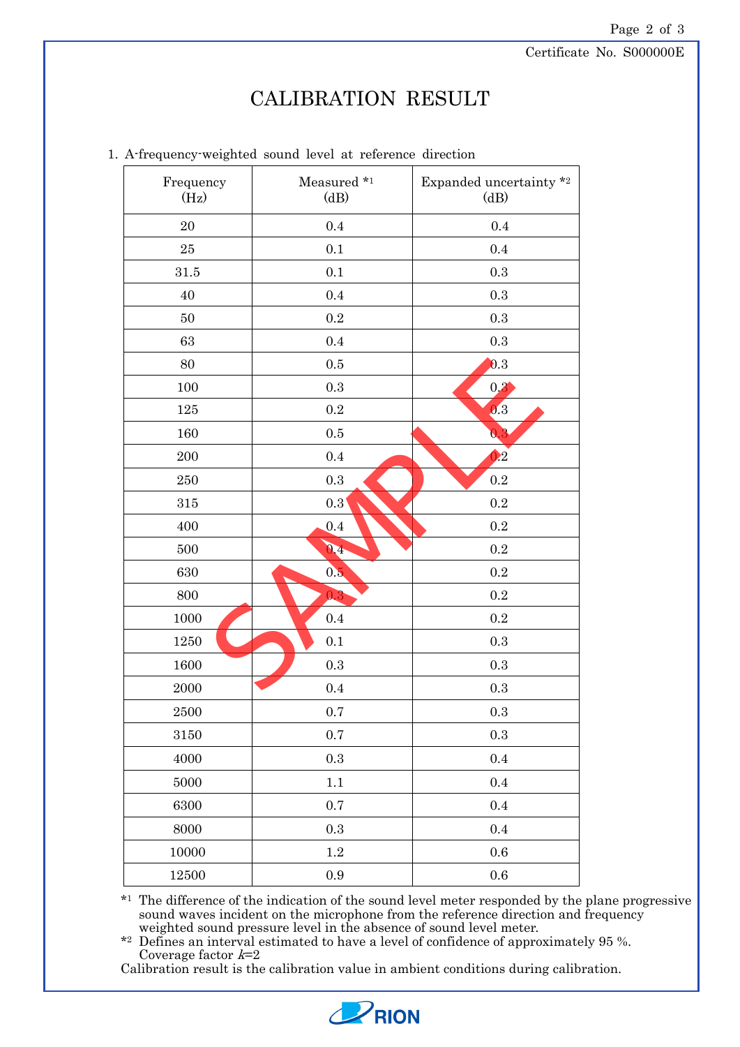Certificate No. S000000E

# CALIBRATION RESULT

1. A-frequency-weighted sound level at reference direction

| Frequency (Hz) | Measured *1 (dB) | Expanded uncertainty *2 (dB) |
|---|---|---|
| 20 | 0.4 | 0.4 |
| 25 | 0.1 | 0.4 |
| 31.5 | 0.1 | 0.3 |
| 40 | 0.4 | 0.3 |
| 50 | 0.2 | 0.3 |
| 63 | 0.4 | 0.3 |
| 80 | 0.5 | 0.3 |
| 100 | 0.3 | 0.3 |
| 125 | 0.2 | 0.3 |
| 160 | 0.5 | 0.3 |
| 200 | 0.4 | 0.2 |
| 250 | 0.3 | 0.2 |
| 315 | 0.3 | 0.2 |
| 400 | 0.4 | 0.2 |
| 500 | 0.4 | 0.2 |
| 630 | 0.5 | 0.2 |
| 800 | 0.3 | 0.2 |
| 1000 | 0.4 | 0.2 |
| 1250 | 0.1 | 0.3 |
| 1600 | 0.3 | 0.3 |
| 2000 | 0.4 | 0.3 |
| 2500 | 0.7 | 0.3 |
| 3150 | 0.7 | 0.3 |
| 4000 | 0.3 | 0.4 |
| 5000 | 1.1 | 0.4 |
| 6300 | 0.7 | 0.4 |
| 8000 | 0.3 | 0.4 |
| 10000 | 1.2 | 0.6 |
| 12500 | 0.9 | 0.6 |

*1 The difference of the indication of the sound level meter responded by the plane progressive sound waves incident on the microphone from the reference direction and frequency weighted sound pressure level in the absence of sound level meter.

*2 Defines an interval estimated to have a level of confidence of approximately 95 %. Coverage factor $k$=2

Calibration result is the calibration value in ambient conditions during calibration.

SAMPLE

RION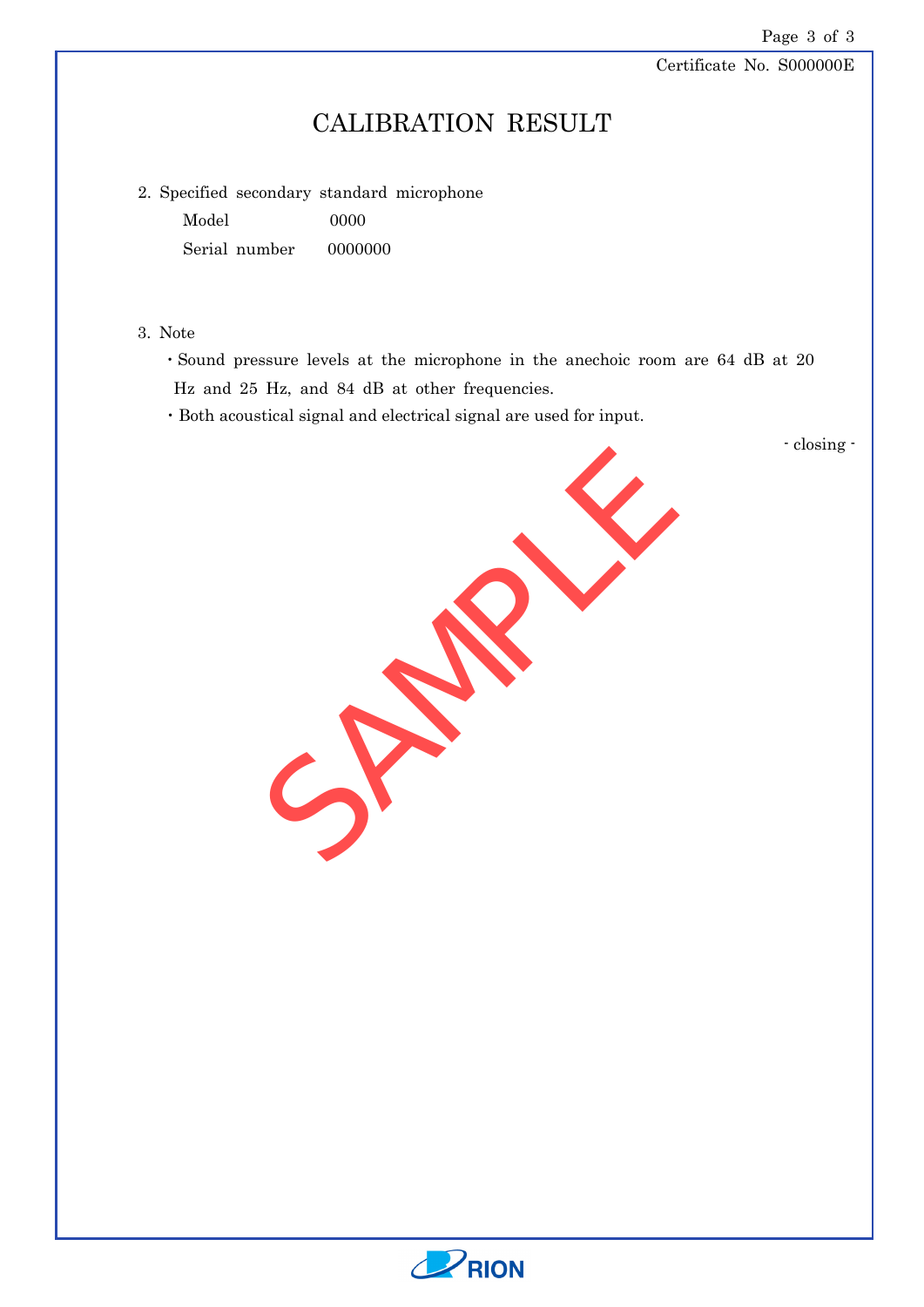Certificate No. S000000E

# CALIBRATION RESULT

2. Specified secondary standard microphone

   Model 0000

   Serial number 0000000

3. Note

   - Sound pressure levels at the microphone in the anechoic room are 64 dB at 20 Hz and 25 Hz, and 84 dB at other frequencies.
   - Both acoustical signal and electrical signal are used for input.

- closing -

SAMPLE